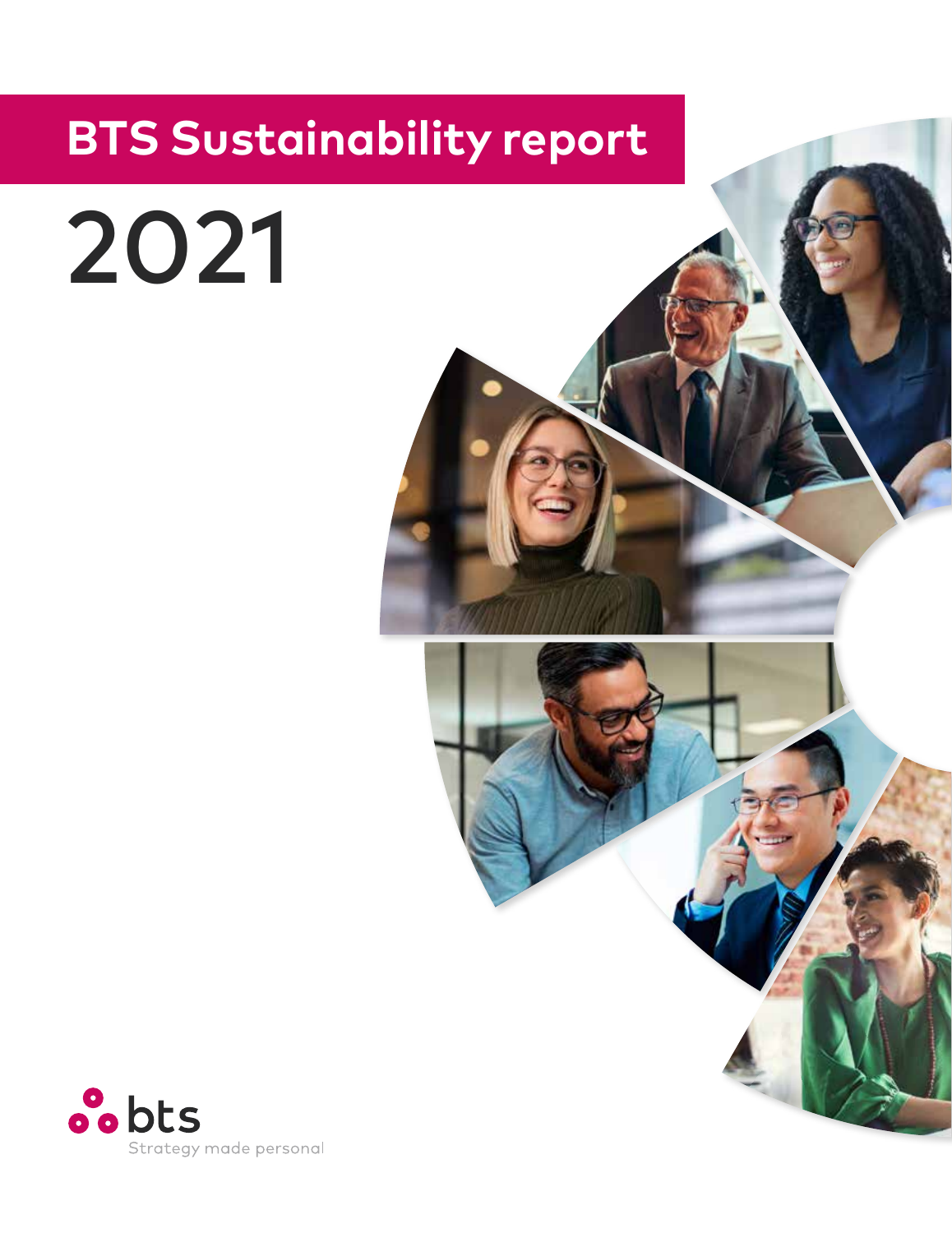# BTS Sustainability report

# 2021

bts

Strategy made personal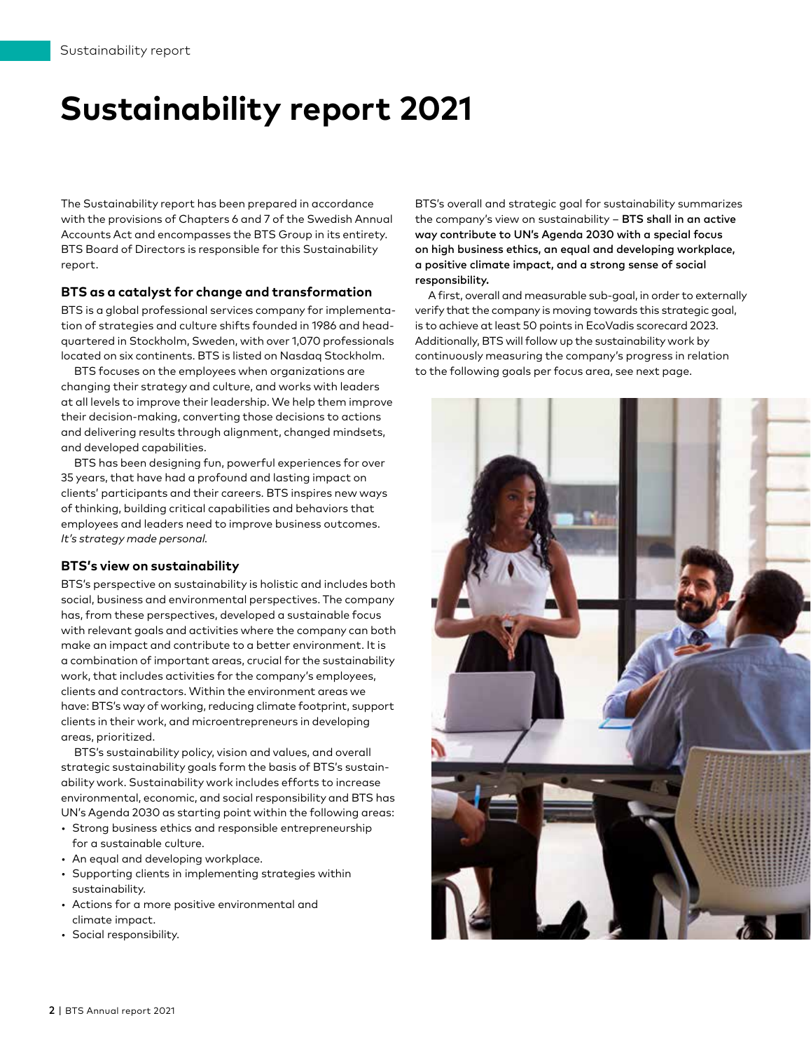// Sustainability report 2021

# Sustainability report 2021

The Sustainability report has been prepared in accordance with the provisions of Chapters 6 and 7 of the Swedish Annual Accounts Act and encompasses the BTS Group in its entirety. BTS Board of Directors is responsible for this Sustainability report.

## BTS as a catalyst for change and transformation

BTS is a global professional services company for implementation of strategies and culture shifts founded in 1986 and headquartered in Stockholm, Sweden, with over 1,070 professionals located on six continents. BTS is listed on Nasdaq Stockholm.

BTS focuses on the employees when organizations are changing their strategy and culture, and works with leaders at all levels to improve their leadership. We help them improve their decision-making, converting those decisions to actions and delivering results through alignment, changed mindsets, and developed capabilities.

BTS has been designing fun, powerful experiences for over 35 years, that have had a profound and lasting impact on clients' participants and their careers. BTS inspires new ways of thinking, building critical capabilities and behaviors that employees and leaders need to improve business outcomes. *It's strategy made personal.*

## BTS's view on sustainability

BTS's perspective on sustainability is holistic and includes both social, business and environmental perspectives. The company has, from these perspectives, developed a sustainable focus with relevant goals and activities where the company can both make an impact and contribute to a better environment. It is a combination of important areas, crucial for the sustainability work, that includes activities for the company's employees, clients and contractors. Within the environment areas we have: BTS's way of working, reducing climate footprint, support clients in their work, and microentrepreneurs in developing areas, prioritized.

BTS's sustainability policy, vision and values, and overall strategic sustainability goals form the basis of BTS's sustainability work. Sustainability work includes efforts to increase environmental, economic, and social responsibility and BTS has UN's Agenda 2030 as starting point within the following areas:

- Strong business ethics and responsible entrepreneurship for a sustainable culture.
- An equal and developing workplace.
- Supporting clients in implementing strategies within sustainability.
- Actions for a more positive environmental and climate impact.
- Social responsibility.

BTS's overall and strategic goal for sustainability summarizes the company's view on sustainability – **BTS shall in an active way contribute to UN's Agenda 2030 with a special focus on high business ethics, an equal and developing workplace, a positive climate impact, and a strong sense of social responsibility.**

A first, overall and measurable sub-goal, in order to externally verify that the company is moving towards this strategic goal, is to achieve at least 50 points in EcoVadis scorecard 2023. Additionally, BTS will follow up the sustainability work by continuously measuring the company's progress in relation to the following goals per focus area, see next page.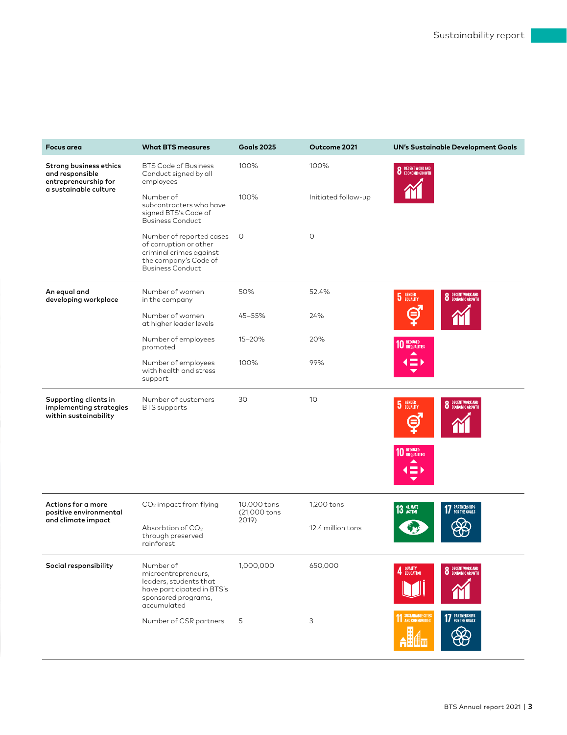| Focus area | What BTS measures | Goals 2025 | Outcome 2021 | UN's Sustainable Development Goals |
|---|---|---|---|---|
| **Strong business ethics and responsible entrepreneurship for a sustainable culture** | BTS Code of Business Conduct signed by all employees | 100% | 100% | 8 Decent work and economic growth |
| | Number of subcontracters who have signed BTS's Code of Business Conduct | 100% | Initiated follow-up | |
| | Number of reported cases of corruption or other criminal crimes against the company's Code of Business Conduct | 0 | 0 | |
| **An equal and developing workplace** | Number of women in the company | 50% | 52.4% | 5 Gender equality; 8 Decent work and economic growth; 10 Reduced inequalities |
| | Number of women at higher leader levels | 45–55% | 24% | |
| | Number of employees promoted | 15–20% | 20% | |
| | Number of employees with health and stress support | 100% | 99% | |
| **Supporting clients in implementing strategies within sustainability** | Number of customers BTS supports | 30 | 10 | 5 Gender equality; 8 Decent work and economic growth; 10 Reduced inequalities |
| **Actions for a more positive environmental and climate impact** | $CO_2$ impact from flying | 10,000 tons (21,000 tons 2019) | 1,200 tons | 13 Climate action; 17 Partnerships for the goals |
| | Absorbtion of $CO_2$ through preserved rainforest | | 12.4 million tons | |
| **Social responsibility** | Number of microentrepreneurs, leaders, students that have participated in BTS's sponsored programs, accumulated | 1,000,000 | 650,000 | 4 Quality education; 8 Decent work and economic growth; 11 Sustainable cities and communities; 17 Partnerships for the goals |
| | Number of CSR partners | 5 | 3 | |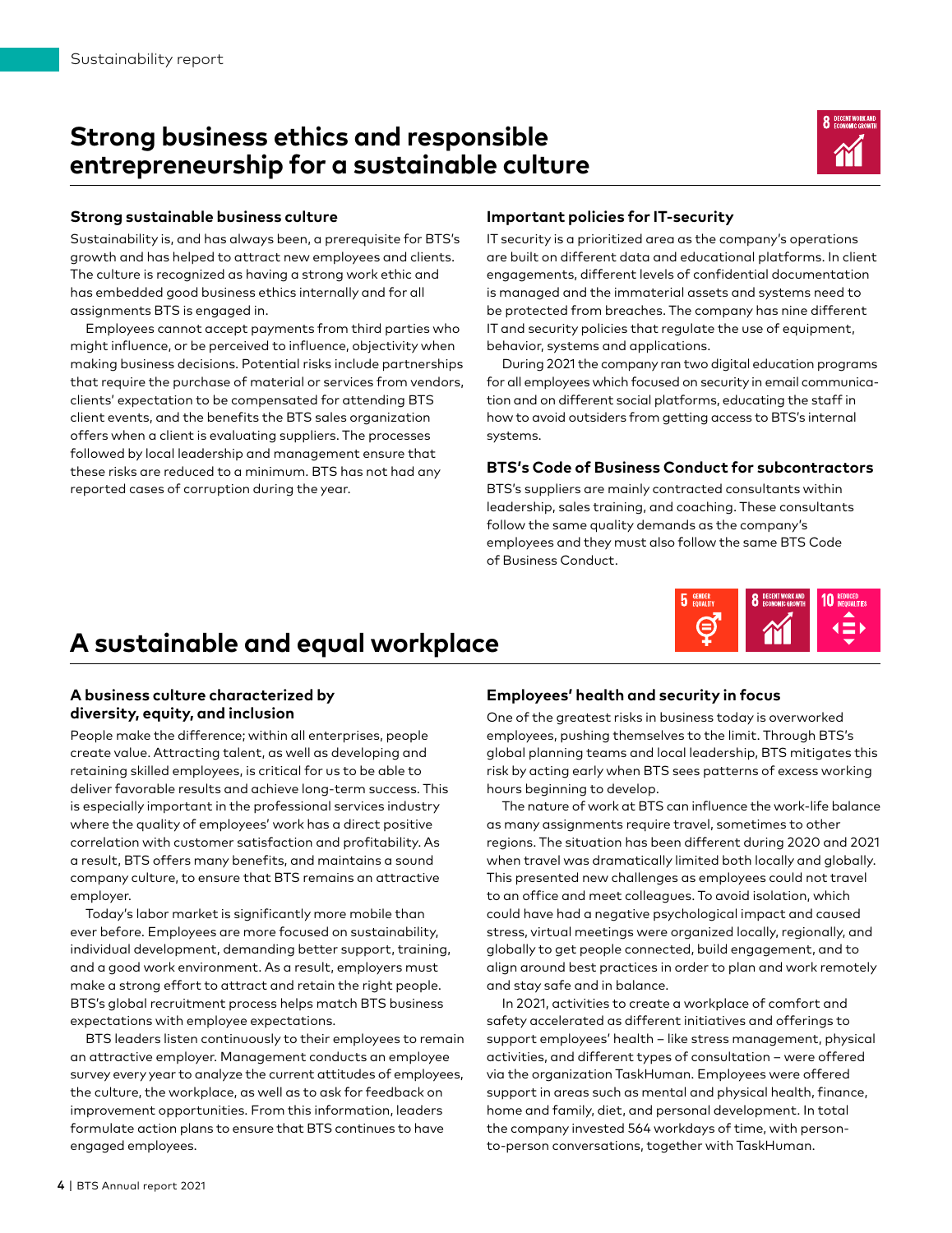# Strong business ethics and responsible entrepreneurship for a sustainable culture

### Strong sustainable business culture

Sustainability is, and has always been, a prerequisite for BTS's growth and has helped to attract new employees and clients. The culture is recognized as having a strong work ethic and has embedded good business ethics internally and for all assignments BTS is engaged in.

Employees cannot accept payments from third parties who might influence, or be perceived to influence, objectivity when making business decisions. Potential risks include partnerships that require the purchase of material or services from vendors, clients' expectation to be compensated for attending BTS client events, and the benefits the BTS sales organization offers when a client is evaluating suppliers. The processes followed by local leadership and management ensure that these risks are reduced to a minimum. BTS has not had any reported cases of corruption during the year.

### Important policies for IT-security

IT security is a prioritized area as the company's operations are built on different data and educational platforms. In client engagements, different levels of confidential documentation is managed and the immaterial assets and systems need to be protected from breaches. The company has nine different IT and security policies that regulate the use of equipment, behavior, systems and applications.

During 2021 the company ran two digital education programs for all employees which focused on security in email communication and on different social platforms, educating the staff in how to avoid outsiders from getting access to BTS's internal systems.

### BTS's Code of Business Conduct for subcontractors

BTS's suppliers are mainly contracted consultants within leadership, sales training, and coaching. These consultants follow the same quality demands as the company's employees and they must also follow the same BTS Code of Business Conduct.

# A sustainable and equal workplace

### A business culture characterized by diversity, equity, and inclusion

People make the difference; within all enterprises, people create value. Attracting talent, as well as developing and retaining skilled employees, is critical for us to be able to deliver favorable results and achieve long-term success. This is especially important in the professional services industry where the quality of employees' work has a direct positive correlation with customer satisfaction and profitability. As a result, BTS offers many benefits, and maintains a sound company culture, to ensure that BTS remains an attractive employer.

Today's labor market is significantly more mobile than ever before. Employees are more focused on sustainability, individual development, demanding better support, training, and a good work environment. As a result, employers must make a strong effort to attract and retain the right people. BTS's global recruitment process helps match BTS business expectations with employee expectations.

BTS leaders listen continuously to their employees to remain an attractive employer. Management conducts an employee survey every year to analyze the current attitudes of employees, the culture, the workplace, as well as to ask for feedback on improvement opportunities. From this information, leaders formulate action plans to ensure that BTS continues to have engaged employees.

### Employees' health and security in focus

One of the greatest risks in business today is overworked employees, pushing themselves to the limit. Through BTS's global planning teams and local leadership, BTS mitigates this risk by acting early when BTS sees patterns of excess working hours beginning to develop.

The nature of work at BTS can influence the work-life balance as many assignments require travel, sometimes to other regions. The situation has been different during 2020 and 2021 when travel was dramatically limited both locally and globally. This presented new challenges as employees could not travel to an office and meet colleagues. To avoid isolation, which could have had a negative psychological impact and caused stress, virtual meetings were organized locally, regionally, and globally to get people connected, build engagement, and to align around best practices in order to plan and work remotely and stay safe and in balance.

In 2021, activities to create a workplace of comfort and safety accelerated as different initiatives and offerings to support employees' health – like stress management, physical activities, and different types of consultation – were offered via the organization TaskHuman. Employees were offered support in areas such as mental and physical health, finance, home and family, diet, and personal development. In total the company invested 564 workdays of time, with person-to-person conversations, together with TaskHuman.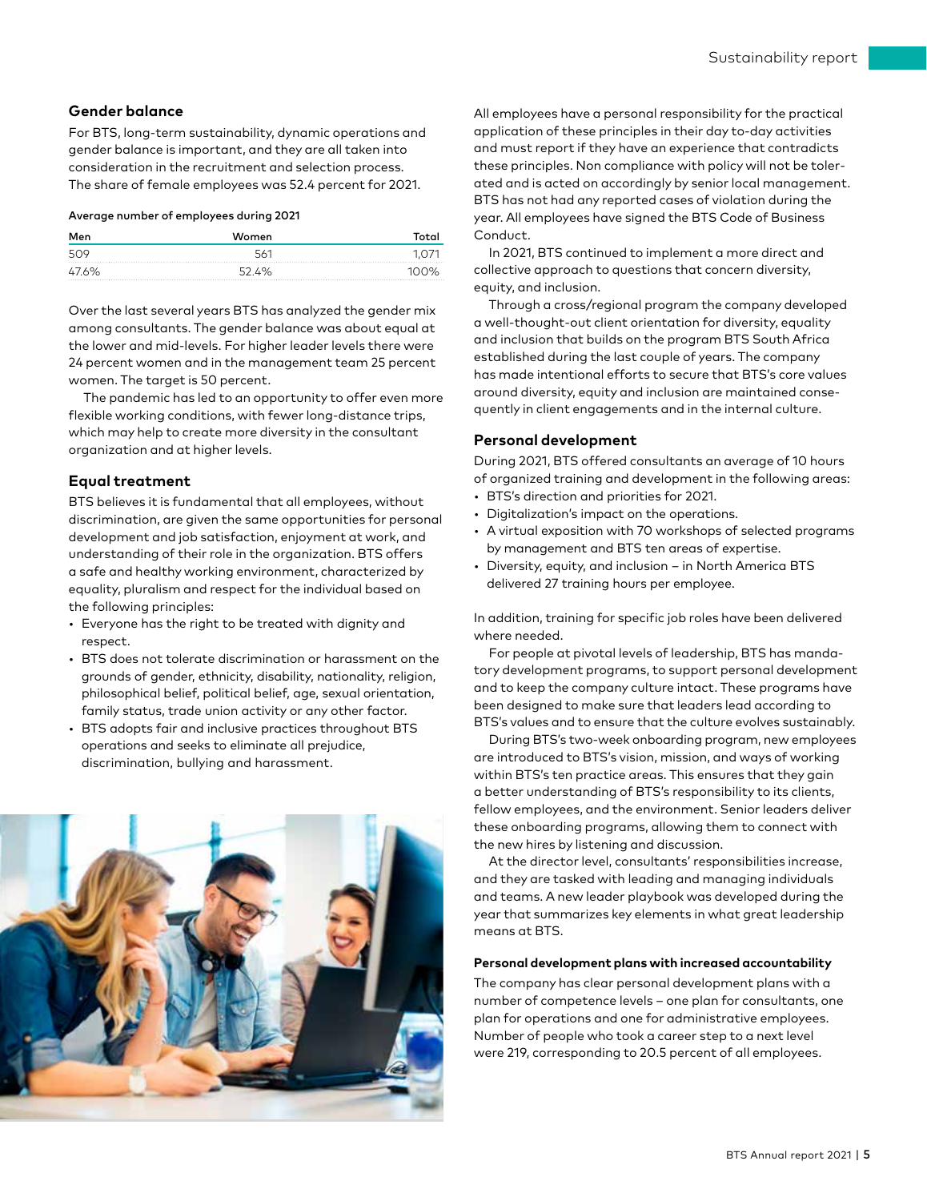## Gender balance

For BTS, long-term sustainability, dynamic operations and gender balance is important, and they are all taken into consideration in the recruitment and selection process. The share of female employees was 52.4 percent for 2021.

**Average number of employees during 2021**

| Men | Women | Total |
|---|---|---|
| 509 | 561 | 1,071 |
| 47.6% | 52.4% | 100% |

Over the last several years BTS has analyzed the gender mix among consultants. The gender balance was about equal at the lower and mid-levels. For higher leader levels there were 24 percent women and in the management team 25 percent women. The target is 50 percent.

The pandemic has led to an opportunity to offer even more flexible working conditions, with fewer long-distance trips, which may help to create more diversity in the consultant organization and at higher levels.

## Equal treatment

BTS believes it is fundamental that all employees, without discrimination, are given the same opportunities for personal development and job satisfaction, enjoyment at work, and understanding of their role in the organization. BTS offers a safe and healthy working environment, characterized by equality, pluralism and respect for the individual based on the following principles:

- Everyone has the right to be treated with dignity and respect.
- BTS does not tolerate discrimination or harassment on the grounds of gender, ethnicity, disability, nationality, religion, philosophical belief, political belief, age, sexual orientation, family status, trade union activity or any other factor.
- BTS adopts fair and inclusive practices throughout BTS operations and seeks to eliminate all prejudice, discrimination, bullying and harassment.

All employees have a personal responsibility for the practical application of these principles in their day to-day activities and must report if they have an experience that contradicts these principles. Non compliance with policy will not be tolerated and is acted on accordingly by senior local management. BTS has not had any reported cases of violation during the year. All employees have signed the BTS Code of Business Conduct.

In 2021, BTS continued to implement a more direct and collective approach to questions that concern diversity, equity, and inclusion.

Through a cross/regional program the company developed a well-thought-out client orientation for diversity, equality and inclusion that builds on the program BTS South Africa established during the last couple of years. The company has made intentional efforts to secure that BTS's core values around diversity, equity and inclusion are maintained consequently in client engagements and in the internal culture.

## Personal development

During 2021, BTS offered consultants an average of 10 hours of organized training and development in the following areas:

- BTS's direction and priorities for 2021.
- Digitalization's impact on the operations.
- A virtual exposition with 70 workshops of selected programs by management and BTS ten areas of expertise.
- Diversity, equity, and inclusion – in North America BTS delivered 27 training hours per employee.

In addition, training for specific job roles have been delivered where needed.

For people at pivotal levels of leadership, BTS has mandatory development programs, to support personal development and to keep the company culture intact. These programs have been designed to make sure that leaders lead according to BTS's values and to ensure that the culture evolves sustainably.

During BTS's two-week onboarding program, new employees are introduced to BTS's vision, mission, and ways of working within BTS's ten practice areas. This ensures that they gain a better understanding of BTS's responsibility to its clients, fellow employees, and the environment. Senior leaders deliver these onboarding programs, allowing them to connect with the new hires by listening and discussion.

At the director level, consultants' responsibilities increase, and they are tasked with leading and managing individuals and teams. A new leader playbook was developed during the year that summarizes key elements in what great leadership means at BTS.

### Personal development plans with increased accountability

The company has clear personal development plans with a number of competence levels – one plan for consultants, one plan for operations and one for administrative employees. Number of people who took a career step to a next level were 219, corresponding to 20.5 percent of all employees.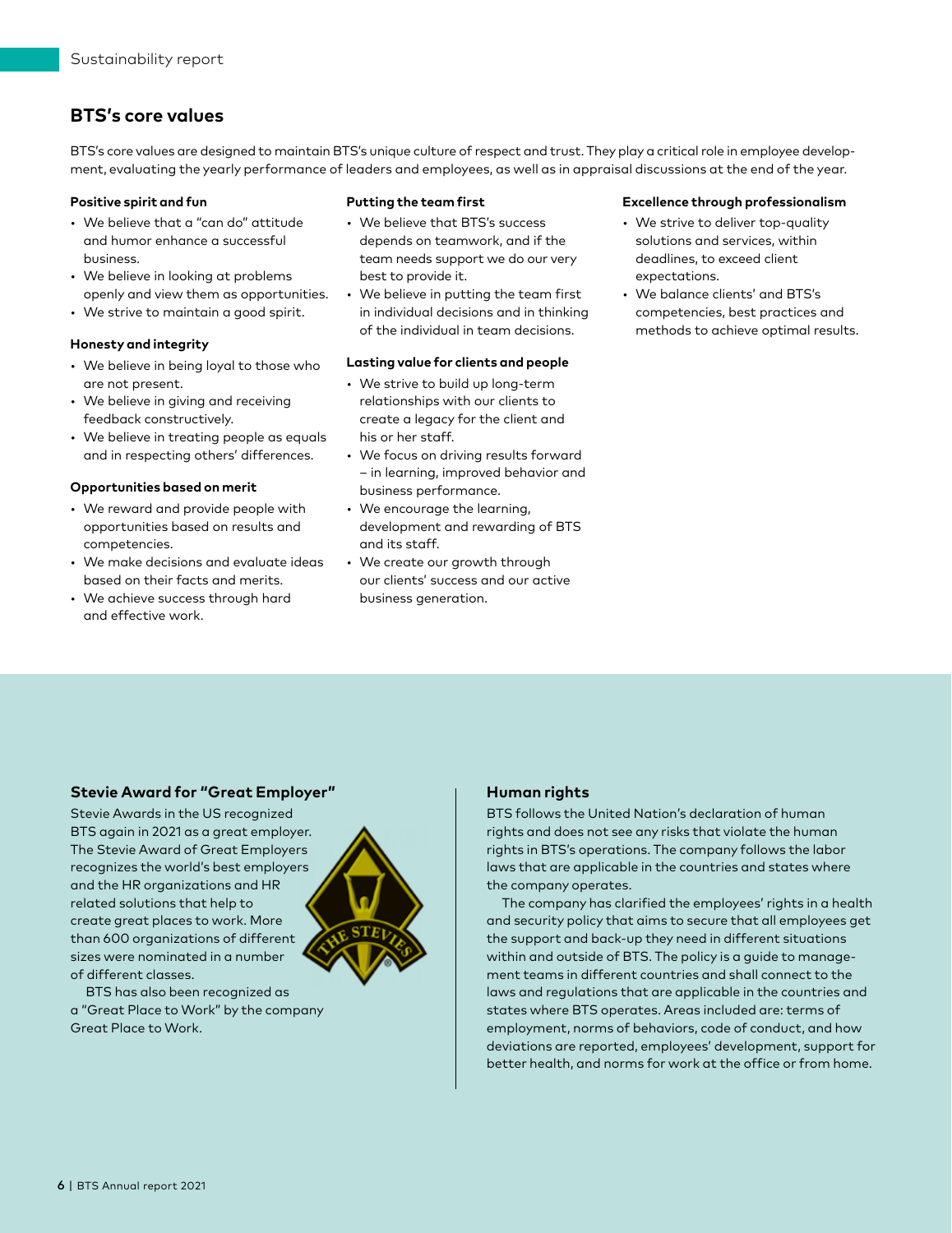## BTS's core values

BTS's core values are designed to maintain BTS's unique culture of respect and trust. They play a critical role in employee development, evaluating the yearly performance of leaders and employees, as well as in appraisal discussions at the end of the year.

**Positive spirit and fun**

- We believe that a "can do" attitude and humor enhance a successful business.
- We believe in looking at problems openly and view them as opportunities.
- We strive to maintain a good spirit.

**Honesty and integrity**

- We believe in being loyal to those who are not present.
- We believe in giving and receiving feedback constructively.
- We believe in treating people as equals and in respecting others' differences.

**Opportunities based on merit**

- We reward and provide people with opportunities based on results and competencies.
- We make decisions and evaluate ideas based on their facts and merits.
- We achieve success through hard and effective work.

**Putting the team first**

- We believe that BTS's success depends on teamwork, and if the team needs support we do our very best to provide it.
- We believe in putting the team first in individual decisions and in thinking of the individual in team decisions.

**Lasting value for clients and people**

- We strive to build up long-term relationships with our clients to create a legacy for the client and his or her staff.
- We focus on driving results forward – in learning, improved behavior and business performance.
- We encourage the learning, development and rewarding of BTS and its staff.
- We create our growth through our clients' success and our active business generation.

**Excellence through professionalism**

- We strive to deliver top-quality solutions and services, within deadlines, to exceed client expectations.
- We balance clients' and BTS's competencies, best practices and methods to achieve optimal results.

### Stevie Award for "Great Employer"

Stevie Awards in the US recognized BTS again in 2021 as a great employer. The Stevie Award of Great Employers recognizes the world's best employers and the HR organizations and HR related solutions that help to create great places to work. More than 600 organizations of different sizes were nominated in a number of different classes.

BTS has also been recognized as a "Great Place to Work" by the company Great Place to Work.

### Human rights

BTS follows the United Nation's declaration of human rights and does not see any risks that violate the human rights in BTS's operations. The company follows the labor laws that are applicable in the countries and states where the company operates.

The company has clarified the employees' rights in a health and security policy that aims to secure that all employees get the support and back-up they need in different situations within and outside of BTS. The policy is a guide to management teams in different countries and shall connect to the laws and regulations that are applicable in the countries and states where BTS operates. Areas included are: terms of employment, norms of behaviors, code of conduct, and how deviations are reported, employees' development, support for better health, and norms for work at the office or from home.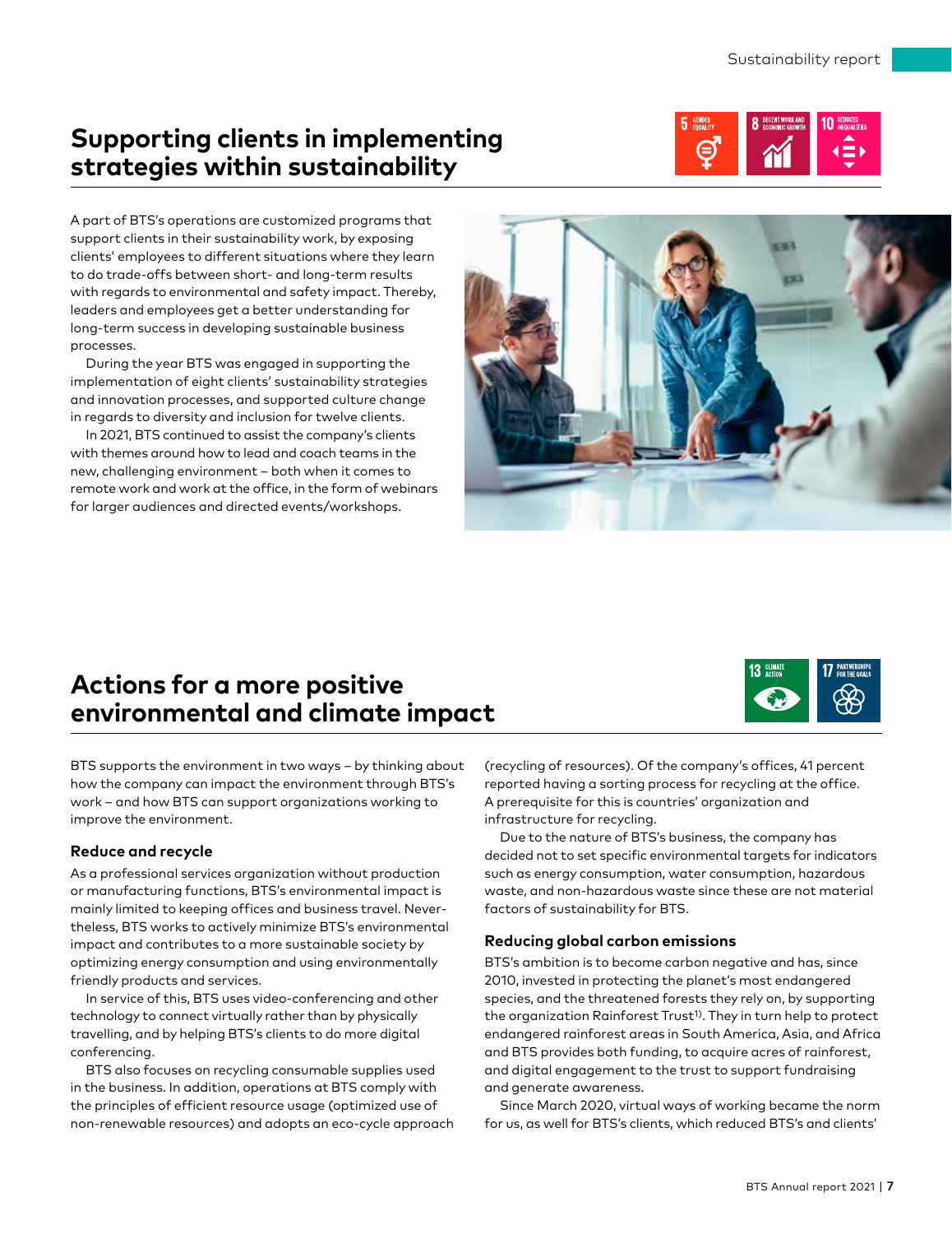## Supporting clients in implementing strategies within sustainability

A part of BTS's operations are customized programs that support clients in their sustainability work, by exposing clients' employees to different situations where they learn to do trade-offs between short- and long-term results with regards to environmental and safety impact. Thereby, leaders and employees get a better understanding for long-term success in developing sustainable business processes.

During the year BTS was engaged in supporting the implementation of eight clients' sustainability strategies and innovation processes, and supported culture change in regards to diversity and inclusion for twelve clients.

In 2021, BTS continued to assist the company's clients with themes around how to lead and coach teams in the new, challenging environment – both when it comes to remote work and work at the office, in the form of webinars for larger audiences and directed events/workshops.

## Actions for a more positive environmental and climate impact

BTS supports the environment in two ways – by thinking about how the company can impact the environment through BTS's work – and how BTS can support organizations working to improve the environment.

### Reduce and recycle

As a professional services organization without production or manufacturing functions, BTS's environmental impact is mainly limited to keeping offices and business travel. Nevertheless, BTS works to actively minimize BTS's environmental impact and contributes to a more sustainable society by optimizing energy consumption and using environmentally friendly products and services.

In service of this, BTS uses video-conferencing and other technology to connect virtually rather than by physically travelling, and by helping BTS's clients to do more digital conferencing.

BTS also focuses on recycling consumable supplies used in the business. In addition, operations at BTS comply with the principles of efficient resource usage (optimized use of non-renewable resources) and adopts an eco-cycle approach (recycling of resources). Of the company's offices, 41 percent reported having a sorting process for recycling at the office. A prerequisite for this is countries' organization and infrastructure for recycling.

Due to the nature of BTS's business, the company has decided not to set specific environmental targets for indicators such as energy consumption, water consumption, hazardous waste, and non-hazardous waste since these are not material factors of sustainability for BTS.

### Reducing global carbon emissions

BTS's ambition is to become carbon negative and has, since 2010, invested in protecting the planet's most endangered species, and the threatened forests they rely on, by supporting the organization Rainforest Trust[1)]. They in turn help to protect endangered rainforest areas in South America, Asia, and Africa and BTS provides both funding, to acquire acres of rainforest, and digital engagement to the trust to support fundraising and generate awareness.

Since March 2020, virtual ways of working became the norm for us, as well for BTS's clients, which reduced BTS's and clients'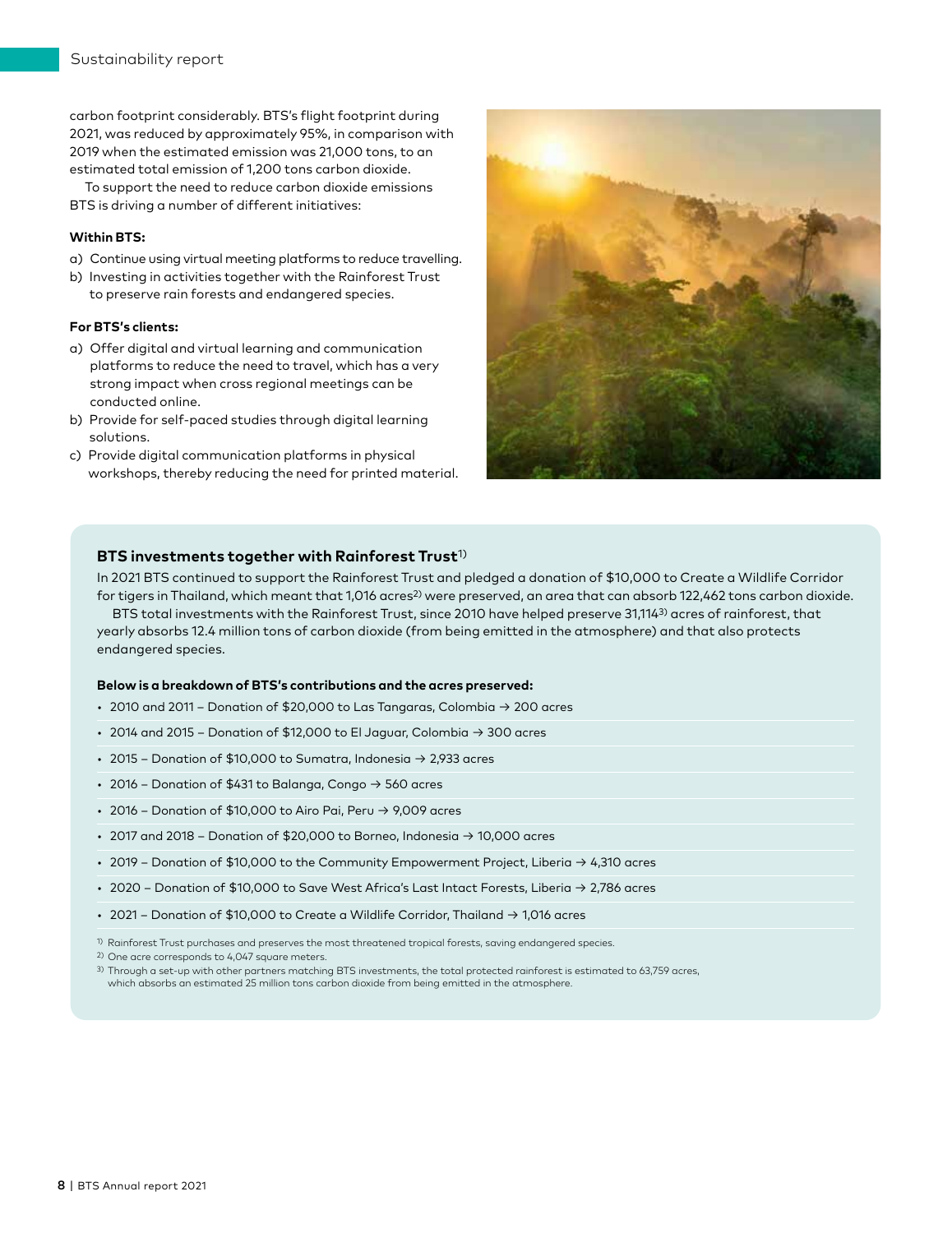carbon footprint considerably. BTS's flight footprint during 2021, was reduced by approximately 95%, in comparison with 2019 when the estimated emission was 21,000 tons, to an estimated total emission of 1,200 tons carbon dioxide.

To support the need to reduce carbon dioxide emissions BTS is driving a number of different initiatives:

**Within BTS:**

a) Continue using virtual meeting platforms to reduce travelling.
b) Investing in activities together with the Rainforest Trust to preserve rain forests and endangered species.

**For BTS's clients:**

a) Offer digital and virtual learning and communication platforms to reduce the need to travel, which has a very strong impact when cross regional meetings can be conducted online.
b) Provide for self-paced studies through digital learning solutions.
c) Provide digital communication platforms in physical workshops, thereby reducing the need for printed material.

### BTS investments together with Rainforest Trust[1)]

In 2021 BTS continued to support the Rainforest Trust and pledged a donation of $10,000 to Create a Wildlife Corridor for tigers in Thailand, which meant that 1,016 acres[2)] were preserved, an area that can absorb 122,462 tons carbon dioxide.

BTS total investments with the Rainforest Trust, since 2010 have helped preserve 31,114[3)] acres of rainforest, that yearly absorbs 12.4 million tons of carbon dioxide (from being emitted in the atmosphere) and that also protects endangered species.

**Below is a breakdown of BTS's contributions and the acres preserved:**

- 2010 and 2011 – Donation of $20,000 to Las Tangaras, Colombia → 200 acres
- 2014 and 2015 – Donation of $12,000 to El Jaguar, Colombia → 300 acres
- 2015 – Donation of $10,000 to Sumatra, Indonesia → 2,933 acres
- 2016 – Donation of $431 to Balanga, Congo → 560 acres
- 2016 – Donation of $10,000 to Airo Pai, Peru → 9,009 acres
- 2017 and 2018 – Donation of $20,000 to Borneo, Indonesia → 10,000 acres
- 2019 – Donation of $10,000 to the Community Empowerment Project, Liberia → 4,310 acres
- 2020 – Donation of $10,000 to Save West Africa's Last Intact Forests, Liberia → 2,786 acres
- 2021 – Donation of $10,000 to Create a Wildlife Corridor, Thailand → 1,016 acres

1) Rainforest Trust purchases and preserves the most threatened tropical forests, saving endangered species.
2) One acre corresponds to 4,047 square meters.
3) Through a set-up with other partners matching BTS investments, the total protected rainforest is estimated to 63,759 acres, which absorbs an estimated 25 million tons carbon dioxide from being emitted in the atmosphere.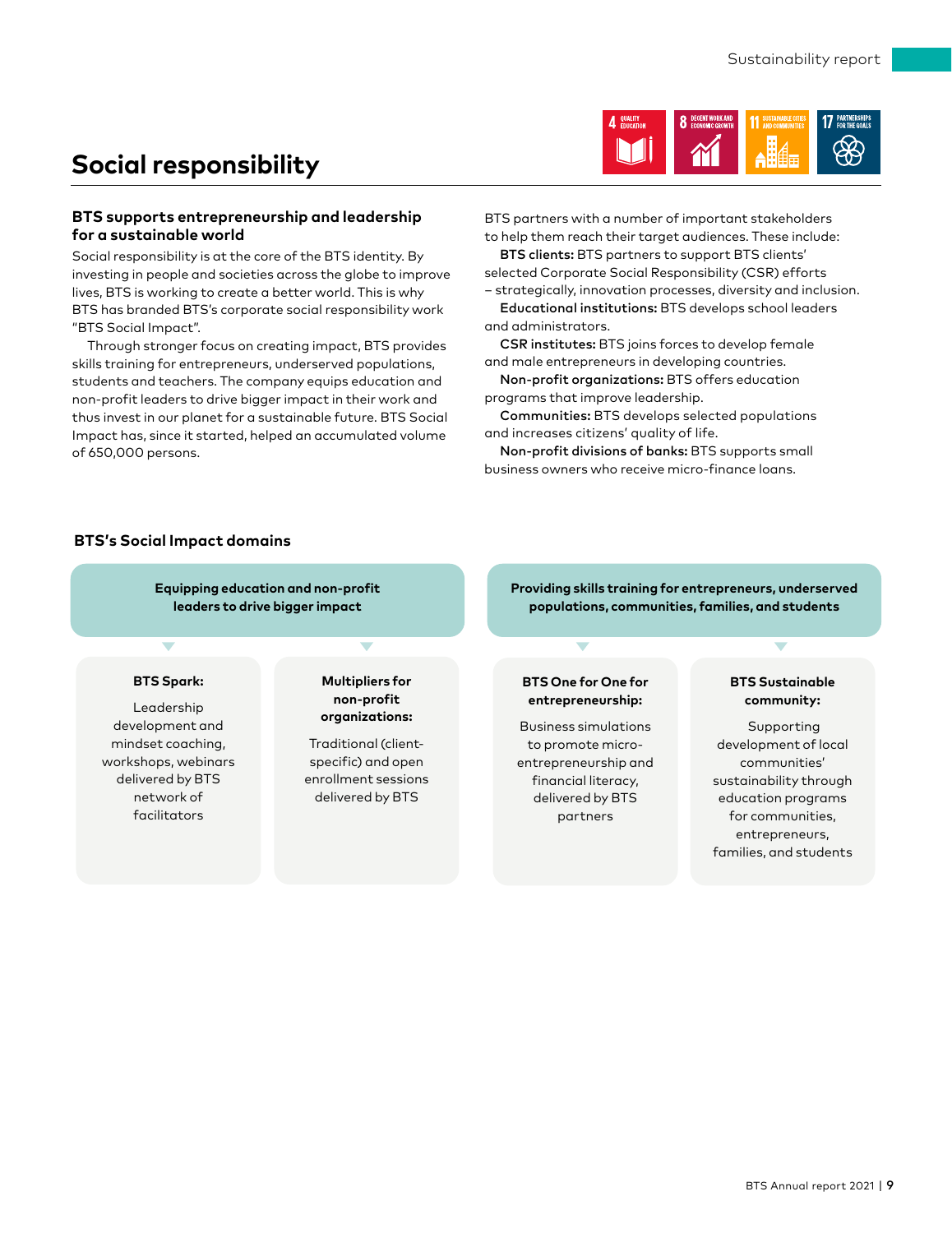# Social responsibility

### BTS supports entrepreneurship and leadership for a sustainable world

Social responsibility is at the core of the BTS identity. By investing in people and societies across the globe to improve lives, BTS is working to create a better world. This is why BTS has branded BTS's corporate social responsibility work "BTS Social Impact".

Through stronger focus on creating impact, BTS provides skills training for entrepreneurs, underserved populations, students and teachers. The company equips education and non-profit leaders to drive bigger impact in their work and thus invest in our planet for a sustainable future. BTS Social Impact has, since it started, helped an accumulated volume of 650,000 persons.

BTS partners with a number of important stakeholders to help them reach their target audiences. These include:

**BTS clients:** BTS partners to support BTS clients' selected Corporate Social Responsibility (CSR) efforts – strategically, innovation processes, diversity and inclusion.

**Educational institutions:** BTS develops school leaders and administrators.

**CSR institutes:** BTS joins forces to develop female and male entrepreneurs in developing countries.

**Non-profit organizations:** BTS offers education programs that improve leadership.

**Communities:** BTS develops selected populations and increases citizens' quality of life.

**Non-profit divisions of banks:** BTS supports small business owners who receive micro-finance loans.

### BTS's Social Impact domains

**Equipping education and non-profit leaders to drive bigger impact**

- **BTS Spark:** Leadership development and mindset coaching, workshops, webinars delivered by BTS network of facilitators
- **Multipliers for non-profit organizations:** Traditional (client-specific) and open enrollment sessions delivered by BTS

**Providing skills training for entrepreneurs, underserved populations, communities, families, and students**

- **BTS One for One for entrepreneurship:** Business simulations to promote micro-entrepreneurship and financial literacy, delivered by BTS partners
- **BTS Sustainable community:** Supporting development of local communities' sustainability through education programs for communities, entrepreneurs, families, and students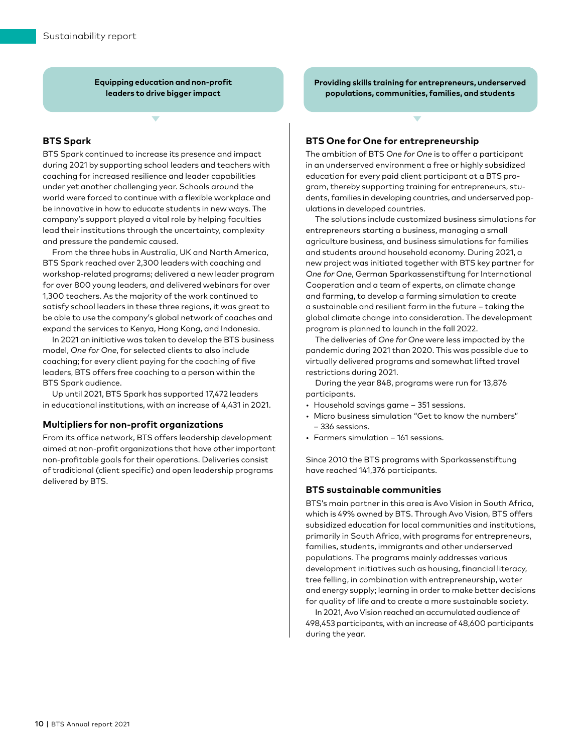**Equipping education and non-profit leaders to drive bigger impact**

### BTS Spark

BTS Spark continued to increase its presence and impact during 2021 by supporting school leaders and teachers with coaching for increased resilience and leader capabilities under yet another challenging year. Schools around the world were forced to continue with a flexible workplace and be innovative in how to educate students in new ways. The company's support played a vital role by helping faculties lead their institutions through the uncertainty, complexity and pressure the pandemic caused.

From the three hubs in Australia, UK and North America, BTS Spark reached over 2,300 leaders with coaching and workshop-related programs; delivered a new leader program for over 800 young leaders, and delivered webinars for over 1,300 teachers. As the majority of the work continued to satisfy school leaders in these three regions, it was great to be able to use the company's global network of coaches and expand the services to Kenya, Hong Kong, and Indonesia.

In 2021 an initiative was taken to develop the BTS business model, *One for One*, for selected clients to also include coaching; for every client paying for the coaching of five leaders, BTS offers free coaching to a person within the BTS Spark audience.

Up until 2021, BTS Spark has supported 17,472 leaders in educational institutions, with an increase of 4,431 in 2021.

### Multipliers for non-profit organizations

From its office network, BTS offers leadership development aimed at non-profit organizations that have other important non-profitable goals for their operations. Deliveries consist of traditional (client specific) and open leadership programs delivered by BTS.

**Providing skills training for entrepreneurs, underserved populations, communities, families, and students**

### BTS One for One for entrepreneurship

The ambition of BTS *One for One* is to offer a participant in an underserved environment a free or highly subsidized education for every paid client participant at a BTS program, thereby supporting training for entrepreneurs, students, families in developing countries, and underserved populations in developed countries.

The solutions include customized business simulations for entrepreneurs starting a business, managing a small agriculture business, and business simulations for families and students around household economy. During 2021, a new project was initiated together with BTS key partner for *One for One*, German Sparkassenstiftung for International Cooperation and a team of experts, on climate change and farming, to develop a farming simulation to create a sustainable and resilient farm in the future – taking the global climate change into consideration. The development program is planned to launch in the fall 2022.

The deliveries of *One for One* were less impacted by the pandemic during 2021 than 2020. This was possible due to virtually delivered programs and somewhat lifted travel restrictions during 2021.

During the year 848, programs were run for 13,876 participants.

- Household savings game – 351 sessions.
- Micro business simulation "Get to know the numbers" – 336 sessions.
- Farmers simulation – 161 sessions.

Since 2010 the BTS programs with Sparkassenstiftung have reached 141,376 participants.

### BTS sustainable communities

BTS's main partner in this area is Avo Vision in South Africa, which is 49% owned by BTS. Through Avo Vision, BTS offers subsidized education for local communities and institutions, primarily in South Africa, with programs for entrepreneurs, families, students, immigrants and other underserved populations. The programs mainly addresses various development initiatives such as housing, financial literacy, tree felling, in combination with entrepreneurship, water and energy supply; learning in order to make better decisions for quality of life and to create a more sustainable society.

In 2021, Avo Vision reached an accumulated audience of 498,453 participants, with an increase of 48,600 participants during the year.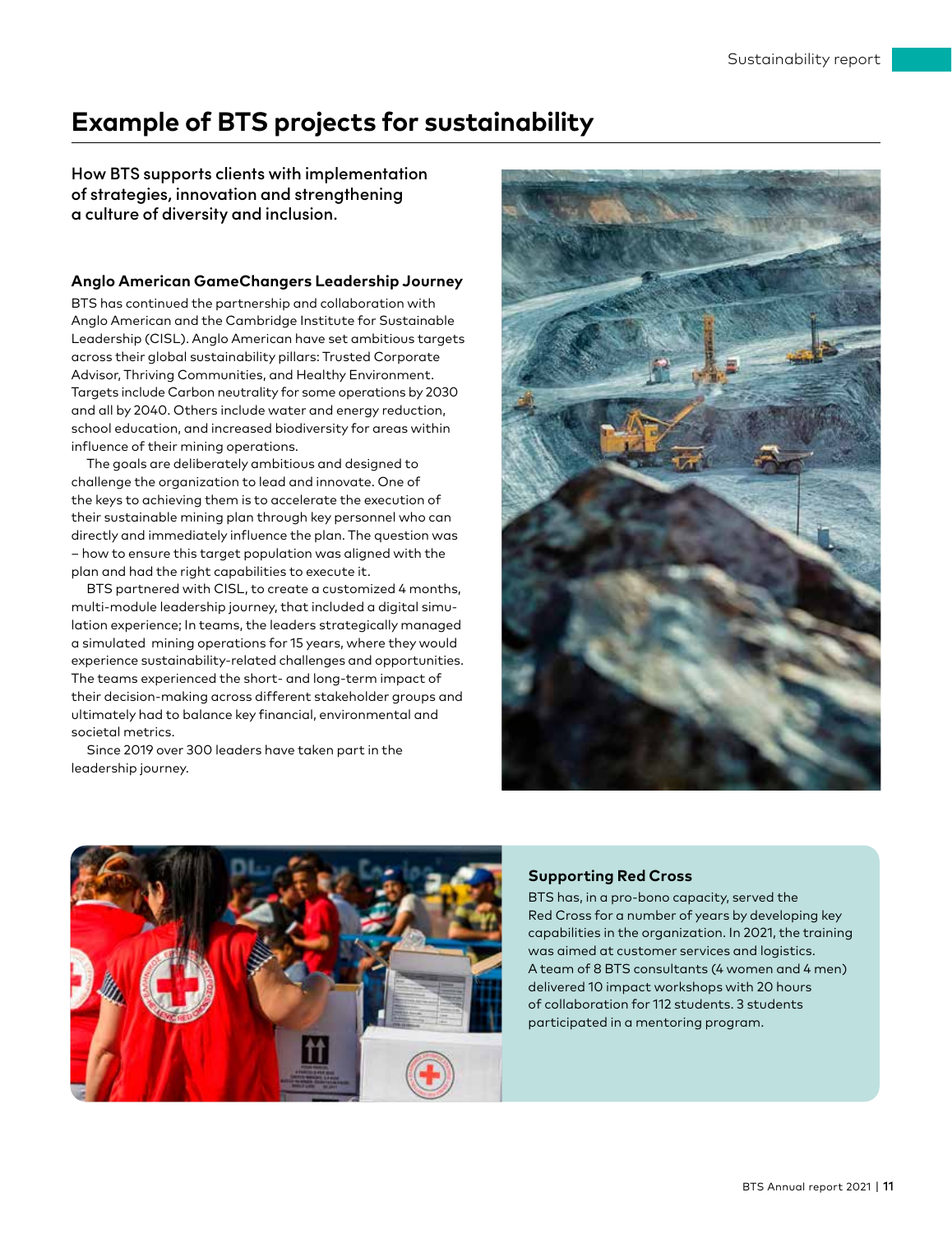# Example of BTS projects for sustainability

**How BTS supports clients with implementation of strategies, innovation and strengthening a culture of diversity and inclusion.**

### Anglo American GameChangers Leadership Journey

BTS has continued the partnership and collaboration with Anglo American and the Cambridge Institute for Sustainable Leadership (CISL). Anglo American have set ambitious targets across their global sustainability pillars: Trusted Corporate Advisor, Thriving Communities, and Healthy Environment. Targets include Carbon neutrality for some operations by 2030 and all by 2040. Others include water and energy reduction, school education, and increased biodiversity for areas within influence of their mining operations.

The goals are deliberately ambitious and designed to challenge the organization to lead and innovate. One of the keys to achieving them is to accelerate the execution of their sustainable mining plan through key personnel who can directly and immediately influence the plan. The question was – how to ensure this target population was aligned with the plan and had the right capabilities to execute it.

BTS partnered with CISL, to create a customized 4 months, multi-module leadership journey, that included a digital simulation experience; In teams, the leaders strategically managed a simulated mining operations for 15 years, where they would experience sustainability-related challenges and opportunities. The teams experienced the short- and long-term impact of their decision-making across different stakeholder groups and ultimately had to balance key financial, environmental and societal metrics.

Since 2019 over 300 leaders have taken part in the leadership journey.

### Supporting Red Cross

BTS has, in a pro-bono capacity, served the Red Cross for a number of years by developing key capabilities in the organization. In 2021, the training was aimed at customer services and logistics. A team of 8 BTS consultants (4 women and 4 men) delivered 10 impact workshops with 20 hours of collaboration for 112 students. 3 students participated in a mentoring program.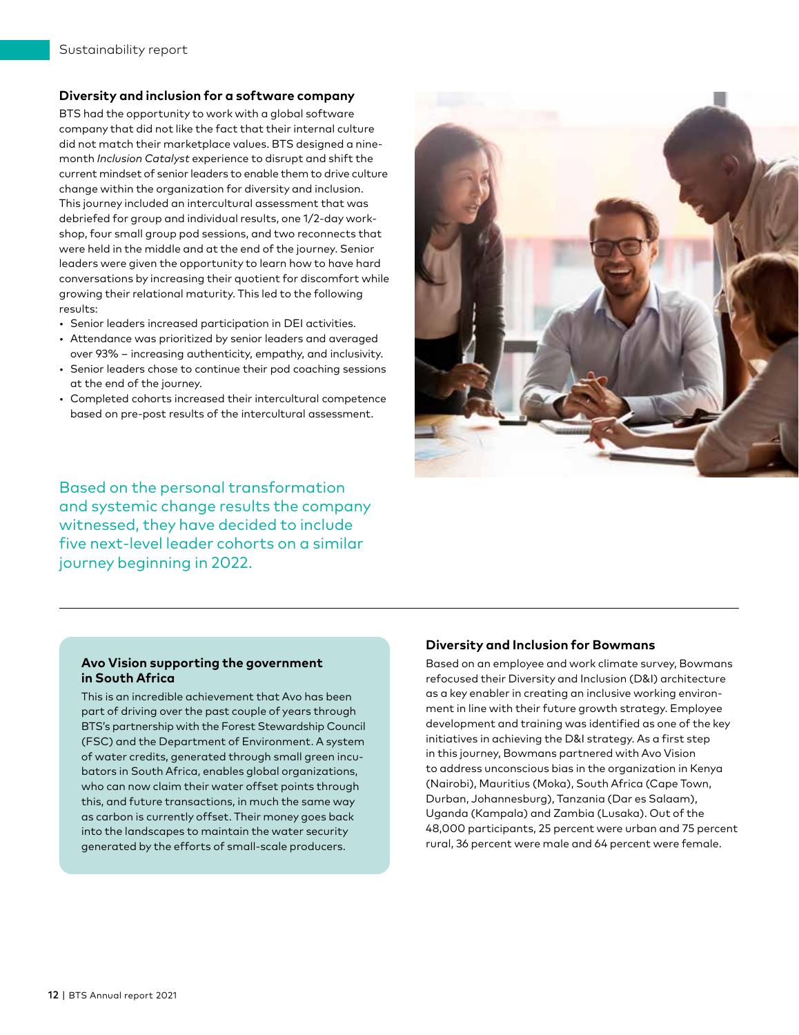### Diversity and inclusion for a software company

BTS had the opportunity to work with a global software company that did not like the fact that their internal culture did not match their marketplace values. BTS designed a nine-month *Inclusion Catalyst* experience to disrupt and shift the current mindset of senior leaders to enable them to drive culture change within the organization for diversity and inclusion. This journey included an intercultural assessment that was debriefed for group and individual results, one 1/2-day workshop, four small group pod sessions, and two reconnects that were held in the middle and at the end of the journey. Senior leaders were given the opportunity to learn how to have hard conversations by increasing their quotient for discomfort while growing their relational maturity. This led to the following results:

- Senior leaders increased participation in DEI activities.
- Attendance was prioritized by senior leaders and averaged over 93% – increasing authenticity, empathy, and inclusivity.
- Senior leaders chose to continue their pod coaching sessions at the end of the journey.
- Completed cohorts increased their intercultural competence based on pre-post results of the intercultural assessment.

Based on the personal transformation and systemic change results the company witnessed, they have decided to include five next-level leader cohorts on a similar journey beginning in 2022.

---

### Avo Vision supporting the government in South Africa

This is an incredible achievement that Avo has been part of driving over the past couple of years through BTS's partnership with the Forest Stewardship Council (FSC) and the Department of Environment. A system of water credits, generated through small green incubators in South Africa, enables global organizations, who can now claim their water offset points through this, and future transactions, in much the same way as carbon is currently offset. Their money goes back into the landscapes to maintain the water security generated by the efforts of small-scale producers.

### Diversity and Inclusion for Bowmans

Based on an employee and work climate survey, Bowmans refocused their Diversity and Inclusion (D&I) architecture as a key enabler in creating an inclusive working environment in line with their future growth strategy. Employee development and training was identified as one of the key initiatives in achieving the D&I strategy. As a first step in this journey, Bowmans partnered with Avo Vision to address unconscious bias in the organization in Kenya (Nairobi), Mauritius (Moka), South Africa (Cape Town, Durban, Johannesburg), Tanzania (Dar es Salaam), Uganda (Kampala) and Zambia (Lusaka). Out of the 48,000 participants, 25 percent were urban and 75 percent rural, 36 percent were male and 64 percent were female.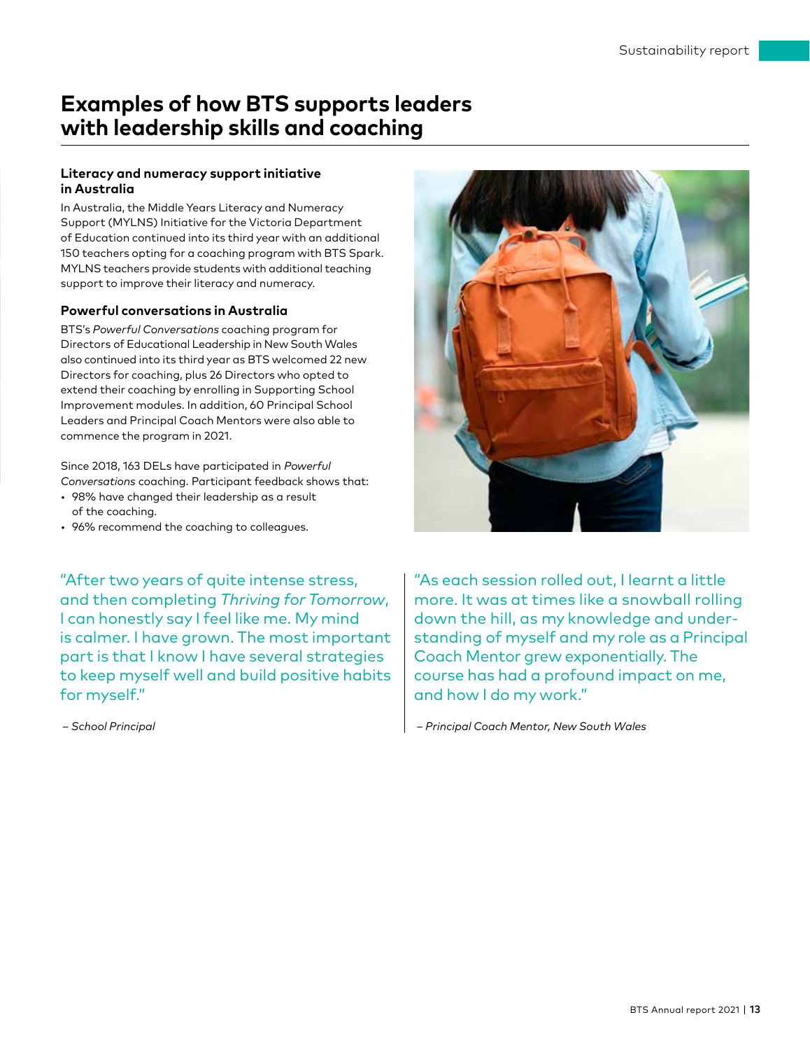# Examples of how BTS supports leaders with leadership skills and coaching

### Literacy and numeracy support initiative in Australia

In Australia, the Middle Years Literacy and Numeracy Support (MYLNS) Initiative for the Victoria Department of Education continued into its third year with an additional 150 teachers opting for a coaching program with BTS Spark. MYLNS teachers provide students with additional teaching support to improve their literacy and numeracy.

### Powerful conversations in Australia

BTS's *Powerful Conversations* coaching program for Directors of Educational Leadership in New South Wales also continued into its third year as BTS welcomed 22 new Directors for coaching, plus 26 Directors who opted to extend their coaching by enrolling in Supporting School Improvement modules. In addition, 60 Principal School Leaders and Principal Coach Mentors were also able to commence the program in 2021.

Since 2018, 163 DELs have participated in *Powerful Conversations* coaching. Participant feedback shows that:

- 98% have changed their leadership as a result of the coaching.
- 96% recommend the coaching to colleagues.

"After two years of quite intense stress, and then completing *Thriving for Tomorrow*, I can honestly say I feel like me. My mind is calmer. I have grown. The most important part is that I know I have several strategies to keep myself well and build positive habits for myself."

*– School Principal*

"As each session rolled out, I learnt a little more. It was at times like a snowball rolling down the hill, as my knowledge and understanding of myself and my role as a Principal Coach Mentor grew exponentially. The course has had a profound impact on me, and how I do my work."

*– Principal Coach Mentor, New South Wales*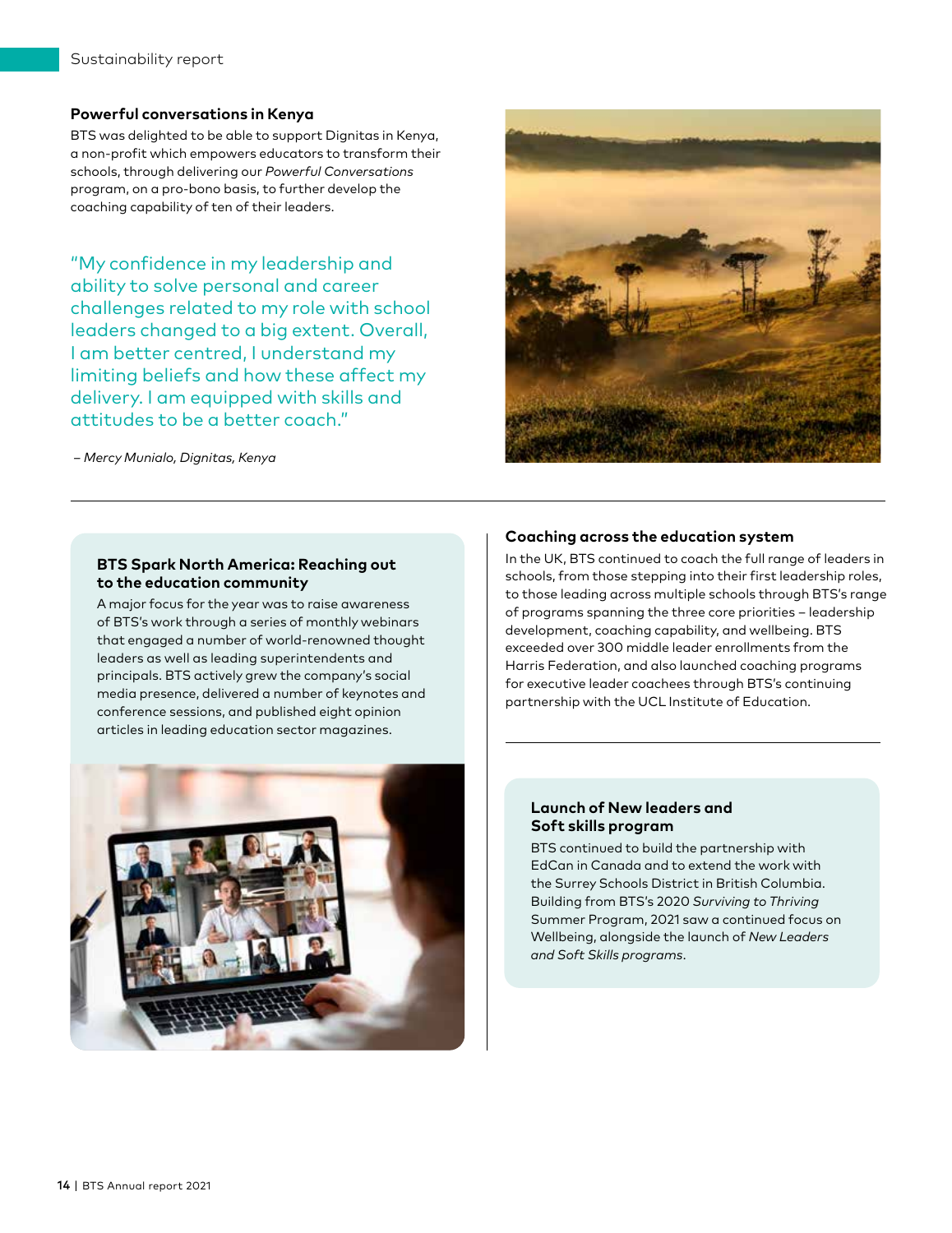### Powerful conversations in Kenya

BTS was delighted to be able to support Dignitas in Kenya, a non-profit which empowers educators to transform their schools, through delivering our *Powerful Conversations* program, on a pro-bono basis, to further develop the coaching capability of ten of their leaders.

"My confidence in my leadership and ability to solve personal and career challenges related to my role with school leaders changed to a big extent. Overall, I am better centred, I understand my limiting beliefs and how these affect my delivery. I am equipped with skills and attitudes to be a better coach."

*– Mercy Munialo, Dignitas, Kenya*

### BTS Spark North America: Reaching out to the education community

A major focus for the year was to raise awareness of BTS's work through a series of monthly webinars that engaged a number of world-renowned thought leaders as well as leading superintendents and principals. BTS actively grew the company's social media presence, delivered a number of keynotes and conference sessions, and published eight opinion articles in leading education sector magazines.

### Coaching across the education system

In the UK, BTS continued to coach the full range of leaders in schools, from those stepping into their first leadership roles, to those leading across multiple schools through BTS's range of programs spanning the three core priorities – leadership development, coaching capability, and wellbeing. BTS exceeded over 300 middle leader enrollments from the Harris Federation, and also launched coaching programs for executive leader coachees through BTS's continuing partnership with the UCL Institute of Education.

### Launch of New leaders and Soft skills program

BTS continued to build the partnership with EdCan in Canada and to extend the work with the Surrey Schools District in British Columbia. Building from BTS's 2020 *Surviving to Thriving* Summer Program, 2021 saw a continued focus on Wellbeing, alongside the launch of *New Leaders and Soft Skills programs*.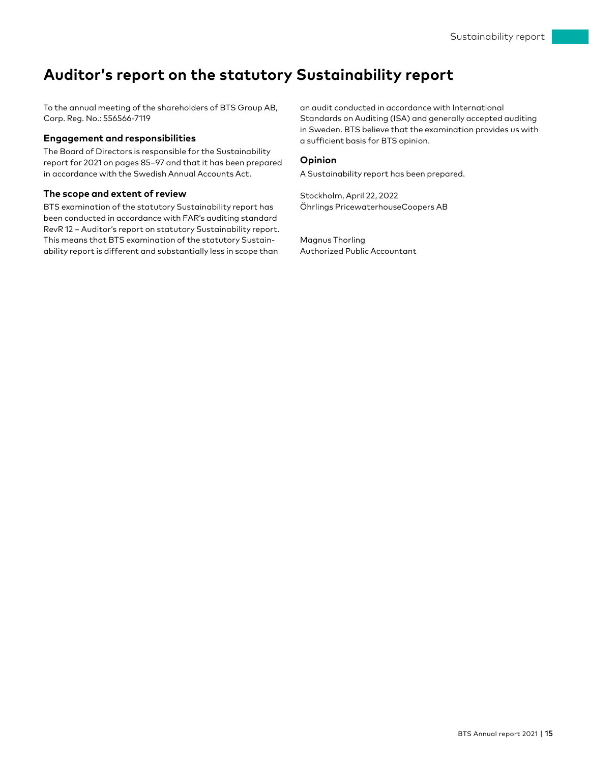# Auditor's report on the statutory Sustainability report

To the annual meeting of the shareholders of BTS Group AB, Corp. Reg. No.: 556566-7119

### Engagement and responsibilities

The Board of Directors is responsible for the Sustainability report for 2021 on pages 85–97 and that it has been prepared in accordance with the Swedish Annual Accounts Act.

### The scope and extent of review

BTS examination of the statutory Sustainability report has been conducted in accordance with FAR's auditing standard RevR 12 – Auditor's report on statutory Sustainability report. This means that BTS examination of the statutory Sustainability report is different and substantially less in scope than an audit conducted in accordance with International Standards on Auditing (ISA) and generally accepted auditing in Sweden. BTS believe that the examination provides us with a sufficient basis for BTS opinion.

### Opinion

A Sustainability report has been prepared.

Stockholm, April 22, 2022
Öhrlings PricewaterhouseCoopers AB

Magnus Thorling
Authorized Public Accountant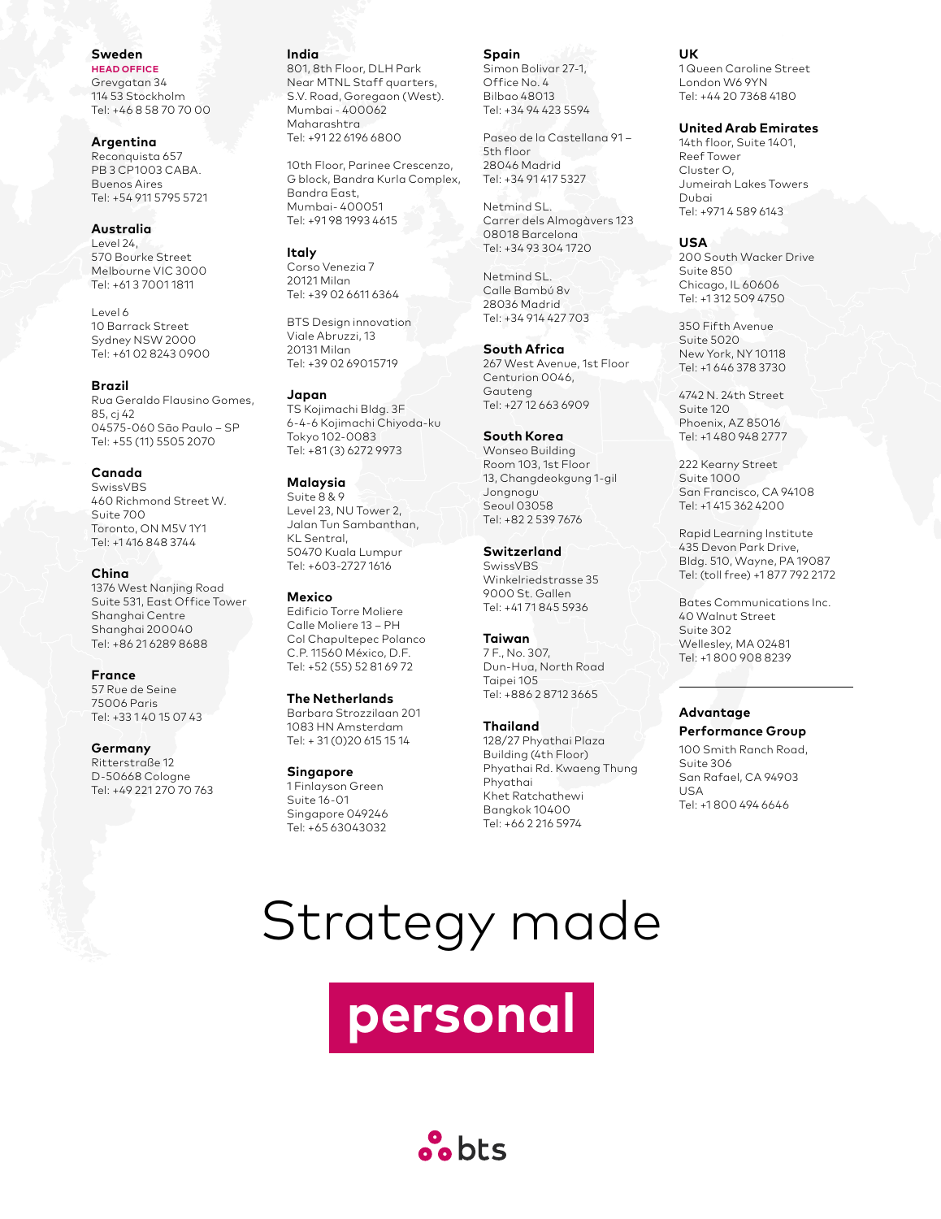**Sweden**
HEAD OFFICE
Grevgatan 34
114 53 Stockholm
Tel: +46 8 58 70 70 00

**Argentina**
Reconquista 657
PB 3 CP1003 CABA.
Buenos Aires
Tel: +54 911 5795 5721

**Australia**
Level 24,
570 Bourke Street
Melbourne VIC 3000
Tel: +61 3 7001 1811

Level 6
10 Barrack Street
Sydney NSW 2000
Tel: +61 02 8243 0900

**Brazil**
Rua Geraldo Flausino Gomes, 85, cj 42
04575-060 São Paulo – SP
Tel: +55 (11) 5505 2070

**Canada**
SwissVBS
460 Richmond Street W.
Suite 700
Toronto, ON M5V 1Y1
Tel: +1 416 848 3744

**China**
1376 West Nanjing Road
Suite 531, East Office Tower
Shanghai Centre
Shanghai 200040
Tel: +86 21 6289 8688

**France**
57 Rue de Seine
75006 Paris
Tel: +33 1 40 15 07 43

**Germany**
Ritterstraße 12
D-50668 Cologne
Tel: +49 221 270 70 763

**India**
801, 8th Floor, DLH Park
Near MTNL Staff quarters,
S.V. Road, Goregaon (West).
Mumbai - 400062
Maharashtra
Tel: +91 22 6196 6800

10th Floor, Parinee Crescenzo,
G block, Bandra Kurla Complex,
Bandra East,
Mumbai- 400051
Tel: +91 98 1993 4615

**Italy**
Corso Venezia 7
20121 Milan
Tel: +39 02 6611 6364

BTS Design innovation
Viale Abruzzi, 13
20131 Milan
Tel: +39 02 69015719

**Japan**
TS Kojimachi Bldg. 3F
6-4-6 Kojimachi Chiyoda-ku
Tokyo 102-0083
Tel: +81 (3) 6272 9973

**Malaysia**
Suite 8 & 9
Level 23, NU Tower 2,
Jalan Tun Sambanthan,
KL Sentral,
50470 Kuala Lumpur
Tel: +603-2727 1616

**Mexico**
Edificio Torre Moliere
Calle Moliere 13 – PH
Col Chapultepec Polanco
C.P. 11560 México, D.F.
Tel: +52 (55) 52 81 69 72

**The Netherlands**
Barbara Strozzilaan 201
1083 HN Amsterdam
Tel: + 31 (0)20 615 15 14

**Singapore**
1 Finlayson Green
Suite 16-01
Singapore 049246
Tel: +65 63043032

**Spain**
Simon Bolivar 27-1,
Office No. 4
Bilbao 48013
Tel: +34 94 423 5594

Paseo de la Castellana 91 –
5th floor
28046 Madrid
Tel: +34 91 417 5327

Netmind SL.
Carrer dels Almogàvers 123
08018 Barcelona
Tel: +34 93 304 1720

Netmind SL.
Calle Bambú 8v
28036 Madrid
Tel: +34 914 427 703

**South Africa**
267 West Avenue, 1st Floor
Centurion 0046,
Gauteng
Tel: +27 12 663 6909

**South Korea**
Wonseo Building
Room 103, 1st Floor
13, Changdeokgung 1-gil
Jongnogu
Seoul 03058
Tel: +82 2 539 7676

**Switzerland**
SwissVBS
Winkelriedstrasse 35
9000 St. Gallen
Tel: +41 71 845 5936

**Taiwan**
7 F., No. 307,
Dun-Hua, North Road
Taipei 105
Tel: +886 2 8712 3665

**Thailand**
128/27 Phyathai Plaza
Building (4th Floor)
Phyathai Rd. Kwaeng Thung Phyathai
Khet Ratchathewi
Bangkok 10400
Tel: +66 2 216 5974

**UK**
1 Queen Caroline Street
London W6 9YN
Tel: +44 20 7368 4180

**United Arab Emirates**
14th floor, Suite 1401,
Reef Tower
Cluster O,
Jumeirah Lakes Towers
Dubai
Tel: +971 4 589 6143

**USA**
200 South Wacker Drive
Suite 850
Chicago, IL 60606
Tel: +1 312 509 4750

350 Fifth Avenue
Suite 5020
New York, NY 10118
Tel: +1 646 378 3730

4742 N. 24th Street
Suite 120
Phoenix, AZ 85016
Tel: +1 480 948 2777

222 Kearny Street
Suite 1000
San Francisco, CA 94108
Tel: +1 415 362 4200

Rapid Learning Institute
435 Devon Park Drive,
Bldg. 510, Wayne, PA 19087
Tel: (toll free) +1 877 792 2172

Bates Communications Inc.
40 Walnut Street
Suite 302
Wellesley, MA 02481
Tel: +1 800 908 8239

**Advantage Performance Group**
100 Smith Ranch Road,
Suite 306
San Rafael, CA 94903
USA
Tel: +1 800 494 6646

Strategy made

**personal**

bts